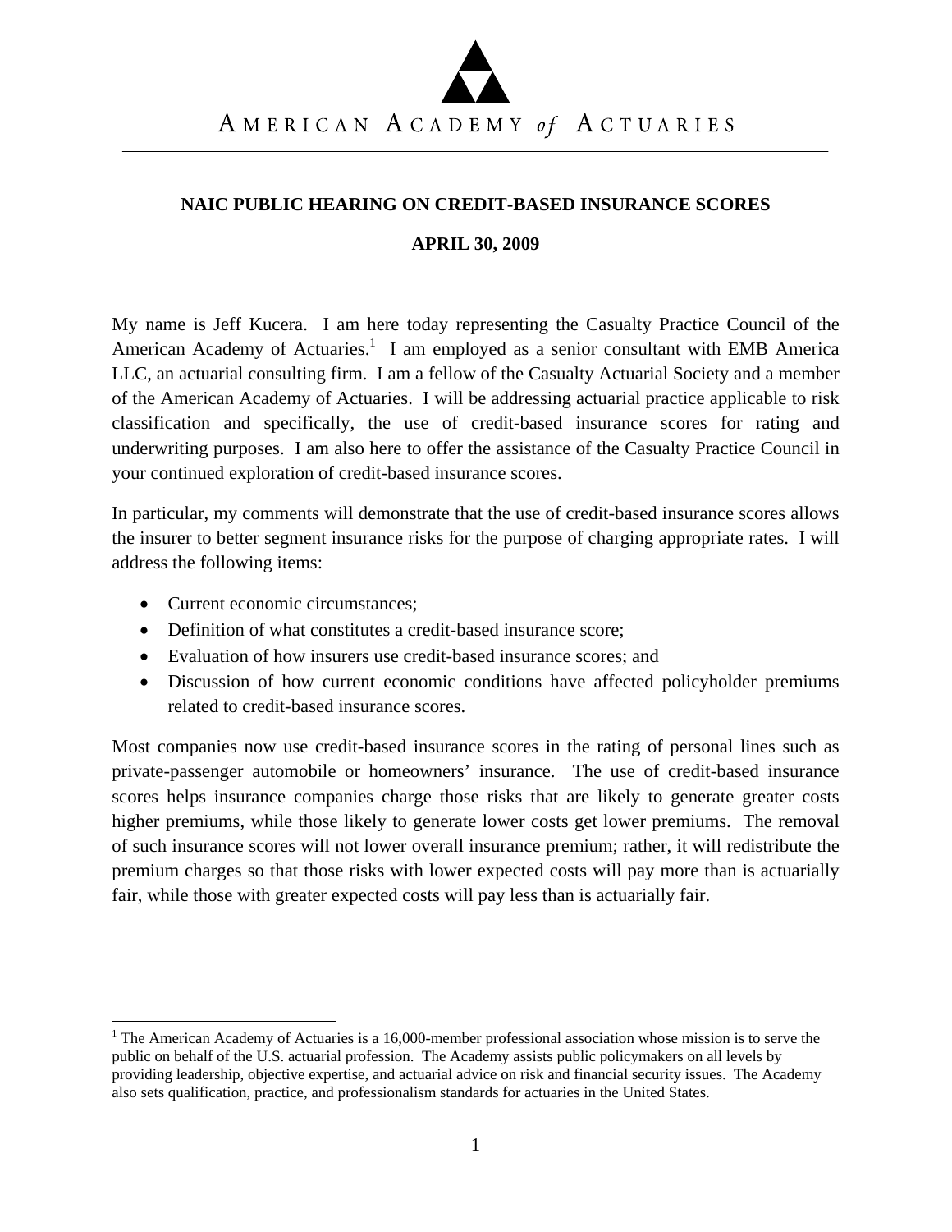AMERICAN ACADEMY *of* ACTUARIES

**NAIC PUBLIC HEARING ON CREDIT-BASED INSURANCE SCORES**

**APRIL 30, 2009**

My name is Jeff Kucera. I am here today representing the Casualty Practice Council of the American Academy of Actuaries.[1] I am employed as a senior consultant with EMB America LLC, an actuarial consulting firm. I am a fellow of the Casualty Actuarial Society and a member of the American Academy of Actuaries. I will be addressing actuarial practice applicable to risk classification and specifically, the use of credit-based insurance scores for rating and underwriting purposes. I am also here to offer the assistance of the Casualty Practice Council in your continued exploration of credit-based insurance scores.

In particular, my comments will demonstrate that the use of credit-based insurance scores allows the insurer to better segment insurance risks for the purpose of charging appropriate rates. I will address the following items:

- Current economic circumstances;
- Definition of what constitutes a credit-based insurance score;
- Evaluation of how insurers use credit-based insurance scores; and
- Discussion of how current economic conditions have affected policyholder premiums related to credit-based insurance scores.

Most companies now use credit-based insurance scores in the rating of personal lines such as private-passenger automobile or homeowners' insurance. The use of credit-based insurance scores helps insurance companies charge those risks that are likely to generate greater costs higher premiums, while those likely to generate lower costs get lower premiums. The removal of such insurance scores will not lower overall insurance premium; rather, it will redistribute the premium charges so that those risks with lower expected costs will pay more than is actuarially fair, while those with greater expected costs will pay less than is actuarially fair.

[1] The American Academy of Actuaries is a 16,000-member professional association whose mission is to serve the public on behalf of the U.S. actuarial profession. The Academy assists public policymakers on all levels by providing leadership, objective expertise, and actuarial advice on risk and financial security issues. The Academy also sets qualification, practice, and professionalism standards for actuaries in the United States.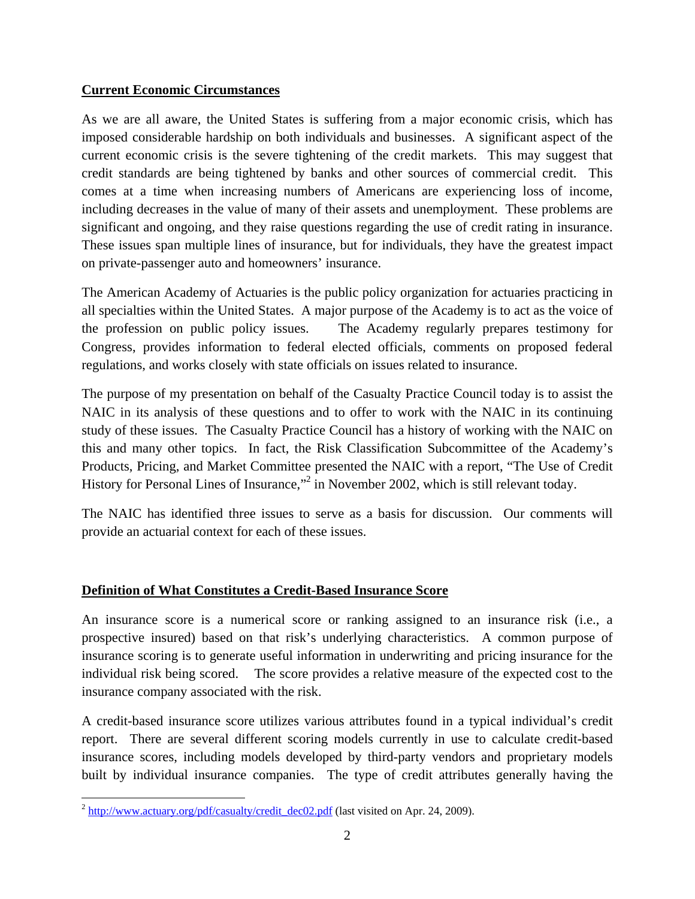**Current Economic Circumstances**

As we are all aware, the United States is suffering from a major economic crisis, which has imposed considerable hardship on both individuals and businesses. A significant aspect of the current economic crisis is the severe tightening of the credit markets. This may suggest that credit standards are being tightened by banks and other sources of commercial credit. This comes at a time when increasing numbers of Americans are experiencing loss of income, including decreases in the value of many of their assets and unemployment. These problems are significant and ongoing, and they raise questions regarding the use of credit rating in insurance. These issues span multiple lines of insurance, but for individuals, they have the greatest impact on private-passenger auto and homeowners' insurance.

The American Academy of Actuaries is the public policy organization for actuaries practicing in all specialties within the United States. A major purpose of the Academy is to act as the voice of the profession on public policy issues. The Academy regularly prepares testimony for Congress, provides information to federal elected officials, comments on proposed federal regulations, and works closely with state officials on issues related to insurance.

The purpose of my presentation on behalf of the Casualty Practice Council today is to assist the NAIC in its analysis of these questions and to offer to work with the NAIC in its continuing study of these issues. The Casualty Practice Council has a history of working with the NAIC on this and many other topics. In fact, the Risk Classification Subcommittee of the Academy's Products, Pricing, and Market Committee presented the NAIC with a report, "The Use of Credit History for Personal Lines of Insurance,"[2] in November 2002, which is still relevant today.

The NAIC has identified three issues to serve as a basis for discussion. Our comments will provide an actuarial context for each of these issues.

**Definition of What Constitutes a Credit-Based Insurance Score**

An insurance score is a numerical score or ranking assigned to an insurance risk (i.e., a prospective insured) based on that risk's underlying characteristics. A common purpose of insurance scoring is to generate useful information in underwriting and pricing insurance for the individual risk being scored. The score provides a relative measure of the expected cost to the insurance company associated with the risk.

A credit-based insurance score utilizes various attributes found in a typical individual's credit report. There are several different scoring models currently in use to calculate credit-based insurance scores, including models developed by third-party vendors and proprietary models built by individual insurance companies. The type of credit attributes generally having the

[2] http://www.actuary.org/pdf/casualty/credit_dec02.pdf (last visited on Apr. 24, 2009).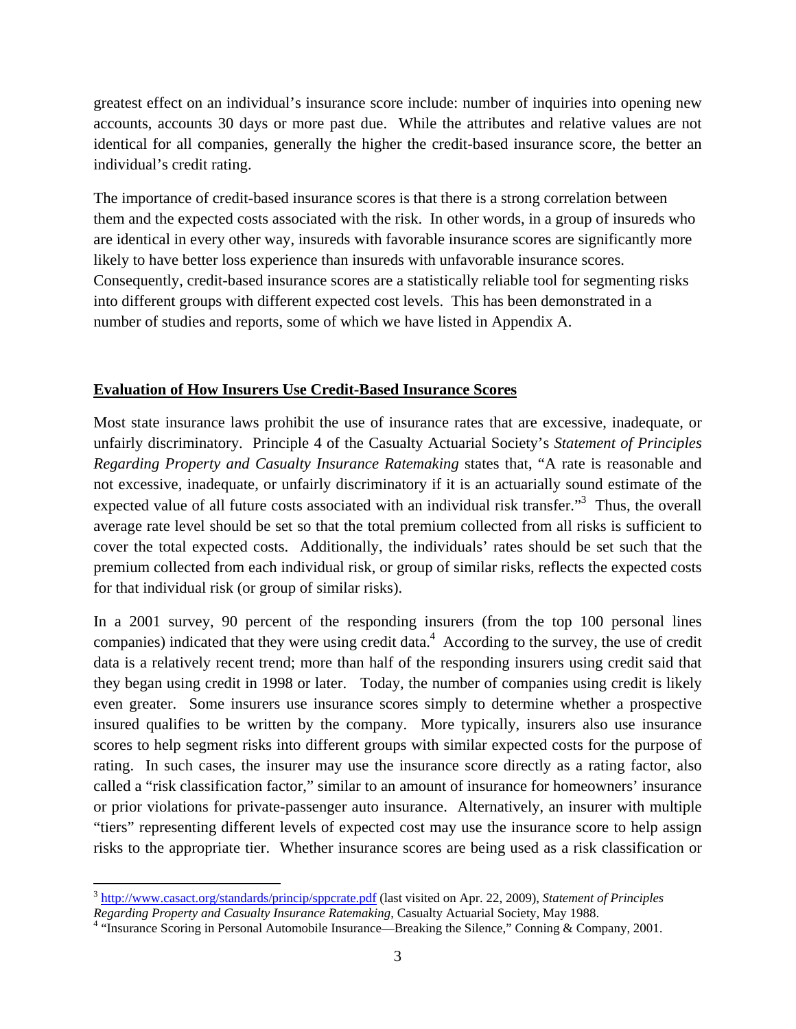greatest effect on an individual's insurance score include: number of inquiries into opening new accounts, accounts 30 days or more past due. While the attributes and relative values are not identical for all companies, generally the higher the credit-based insurance score, the better an individual's credit rating.

The importance of credit-based insurance scores is that there is a strong correlation between them and the expected costs associated with the risk. In other words, in a group of insureds who are identical in every other way, insureds with favorable insurance scores are significantly more likely to have better loss experience than insureds with unfavorable insurance scores. Consequently, credit-based insurance scores are a statistically reliable tool for segmenting risks into different groups with different expected cost levels. This has been demonstrated in a number of studies and reports, some of which we have listed in Appendix A.

**Evaluation of How Insurers Use Credit-Based Insurance Scores**

Most state insurance laws prohibit the use of insurance rates that are excessive, inadequate, or unfairly discriminatory. Principle 4 of the Casualty Actuarial Society's *Statement of Principles Regarding Property and Casualty Insurance Ratemaking* states that, "A rate is reasonable and not excessive, inadequate, or unfairly discriminatory if it is an actuarially sound estimate of the expected value of all future costs associated with an individual risk transfer."[3] Thus, the overall average rate level should be set so that the total premium collected from all risks is sufficient to cover the total expected costs. Additionally, the individuals' rates should be set such that the premium collected from each individual risk, or group of similar risks, reflects the expected costs for that individual risk (or group of similar risks).

In a 2001 survey, 90 percent of the responding insurers (from the top 100 personal lines companies) indicated that they were using credit data.[4] According to the survey, the use of credit data is a relatively recent trend; more than half of the responding insurers using credit said that they began using credit in 1998 or later. Today, the number of companies using credit is likely even greater. Some insurers use insurance scores simply to determine whether a prospective insured qualifies to be written by the company. More typically, insurers also use insurance scores to help segment risks into different groups with similar expected costs for the purpose of rating. In such cases, the insurer may use the insurance score directly as a rating factor, also called a "risk classification factor," similar to an amount of insurance for homeowners' insurance or prior violations for private-passenger auto insurance. Alternatively, an insurer with multiple "tiers" representing different levels of expected cost may use the insurance score to help assign risks to the appropriate tier. Whether insurance scores are being used as a risk classification or

---

[3] http://www.casact.org/standards/princip/sppcrate.pdf (last visited on Apr. 22, 2009), *Statement of Principles Regarding Property and Casualty Insurance Ratemaking*, Casualty Actuarial Society, May 1988.

[4] "Insurance Scoring in Personal Automobile Insurance—Breaking the Silence," Conning & Company, 2001.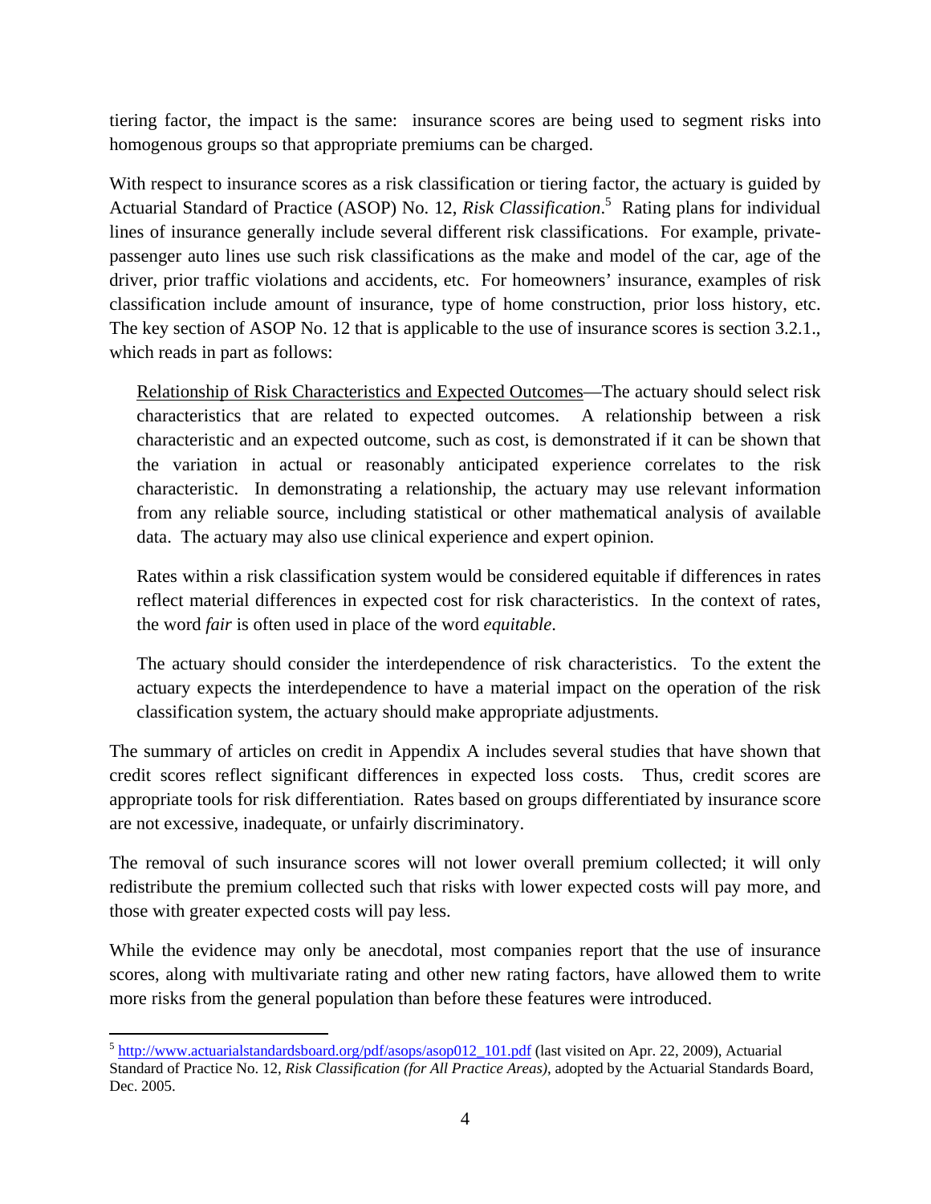tiering factor, the impact is the same: insurance scores are being used to segment risks into homogenous groups so that appropriate premiums can be charged.

With respect to insurance scores as a risk classification or tiering factor, the actuary is guided by Actuarial Standard of Practice (ASOP) No. 12, *Risk Classification*.[5] Rating plans for individual lines of insurance generally include several different risk classifications. For example, private-passenger auto lines use such risk classifications as the make and model of the car, age of the driver, prior traffic violations and accidents, etc. For homeowners' insurance, examples of risk classification include amount of insurance, type of home construction, prior loss history, etc. The key section of ASOP No. 12 that is applicable to the use of insurance scores is section 3.2.1., which reads in part as follows:

> <u>Relationship of Risk Characteristics and Expected Outcomes</u>—The actuary should select risk characteristics that are related to expected outcomes. A relationship between a risk characteristic and an expected outcome, such as cost, is demonstrated if it can be shown that the variation in actual or reasonably anticipated experience correlates to the risk characteristic. In demonstrating a relationship, the actuary may use relevant information from any reliable source, including statistical or other mathematical analysis of available data. The actuary may also use clinical experience and expert opinion.
>
> Rates within a risk classification system would be considered equitable if differences in rates reflect material differences in expected cost for risk characteristics. In the context of rates, the word *fair* is often used in place of the word *equitable*.
>
> The actuary should consider the interdependence of risk characteristics. To the extent the actuary expects the interdependence to have a material impact on the operation of the risk classification system, the actuary should make appropriate adjustments.

The summary of articles on credit in Appendix A includes several studies that have shown that credit scores reflect significant differences in expected loss costs. Thus, credit scores are appropriate tools for risk differentiation. Rates based on groups differentiated by insurance score are not excessive, inadequate, or unfairly discriminatory.

The removal of such insurance scores will not lower overall premium collected; it will only redistribute the premium collected such that risks with lower expected costs will pay more, and those with greater expected costs will pay less.

While the evidence may only be anecdotal, most companies report that the use of insurance scores, along with multivariate rating and other new rating factors, have allowed them to write more risks from the general population than before these features were introduced.

---

[5] http://www.actuarialstandardsboard.org/pdf/asops/asop012_101.pdf (last visited on Apr. 22, 2009), Actuarial Standard of Practice No. 12, *Risk Classification (for All Practice Areas)*, adopted by the Actuarial Standards Board, Dec. 2005.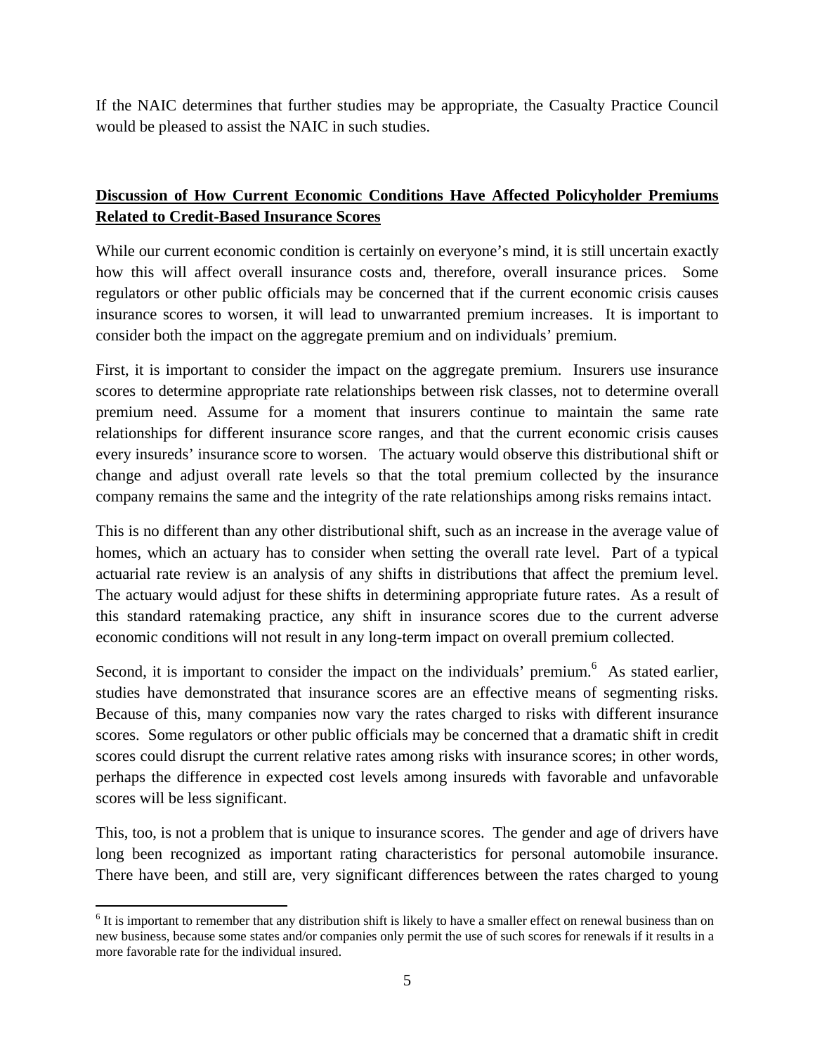If the NAIC determines that further studies may be appropriate, the Casualty Practice Council would be pleased to assist the NAIC in such studies.

## Discussion of How Current Economic Conditions Have Affected Policyholder Premiums Related to Credit-Based Insurance Scores

While our current economic condition is certainly on everyone's mind, it is still uncertain exactly how this will affect overall insurance costs and, therefore, overall insurance prices. Some regulators or other public officials may be concerned that if the current economic crisis causes insurance scores to worsen, it will lead to unwarranted premium increases. It is important to consider both the impact on the aggregate premium and on individuals' premium.

First, it is important to consider the impact on the aggregate premium. Insurers use insurance scores to determine appropriate rate relationships between risk classes, not to determine overall premium need. Assume for a moment that insurers continue to maintain the same rate relationships for different insurance score ranges, and that the current economic crisis causes every insureds' insurance score to worsen. The actuary would observe this distributional shift or change and adjust overall rate levels so that the total premium collected by the insurance company remains the same and the integrity of the rate relationships among risks remains intact.

This is no different than any other distributional shift, such as an increase in the average value of homes, which an actuary has to consider when setting the overall rate level. Part of a typical actuarial rate review is an analysis of any shifts in distributions that affect the premium level. The actuary would adjust for these shifts in determining appropriate future rates. As a result of this standard ratemaking practice, any shift in insurance scores due to the current adverse economic conditions will not result in any long-term impact on overall premium collected.

Second, it is important to consider the impact on the individuals' premium.[6] As stated earlier, studies have demonstrated that insurance scores are an effective means of segmenting risks. Because of this, many companies now vary the rates charged to risks with different insurance scores. Some regulators or other public officials may be concerned that a dramatic shift in credit scores could disrupt the current relative rates among risks with insurance scores; in other words, perhaps the difference in expected cost levels among insureds with favorable and unfavorable scores will be less significant.

This, too, is not a problem that is unique to insurance scores. The gender and age of drivers have long been recognized as important rating characteristics for personal automobile insurance. There have been, and still are, very significant differences between the rates charged to young

---

[6] It is important to remember that any distribution shift is likely to have a smaller effect on renewal business than on new business, because some states and/or companies only permit the use of such scores for renewals if it results in a more favorable rate for the individual insured.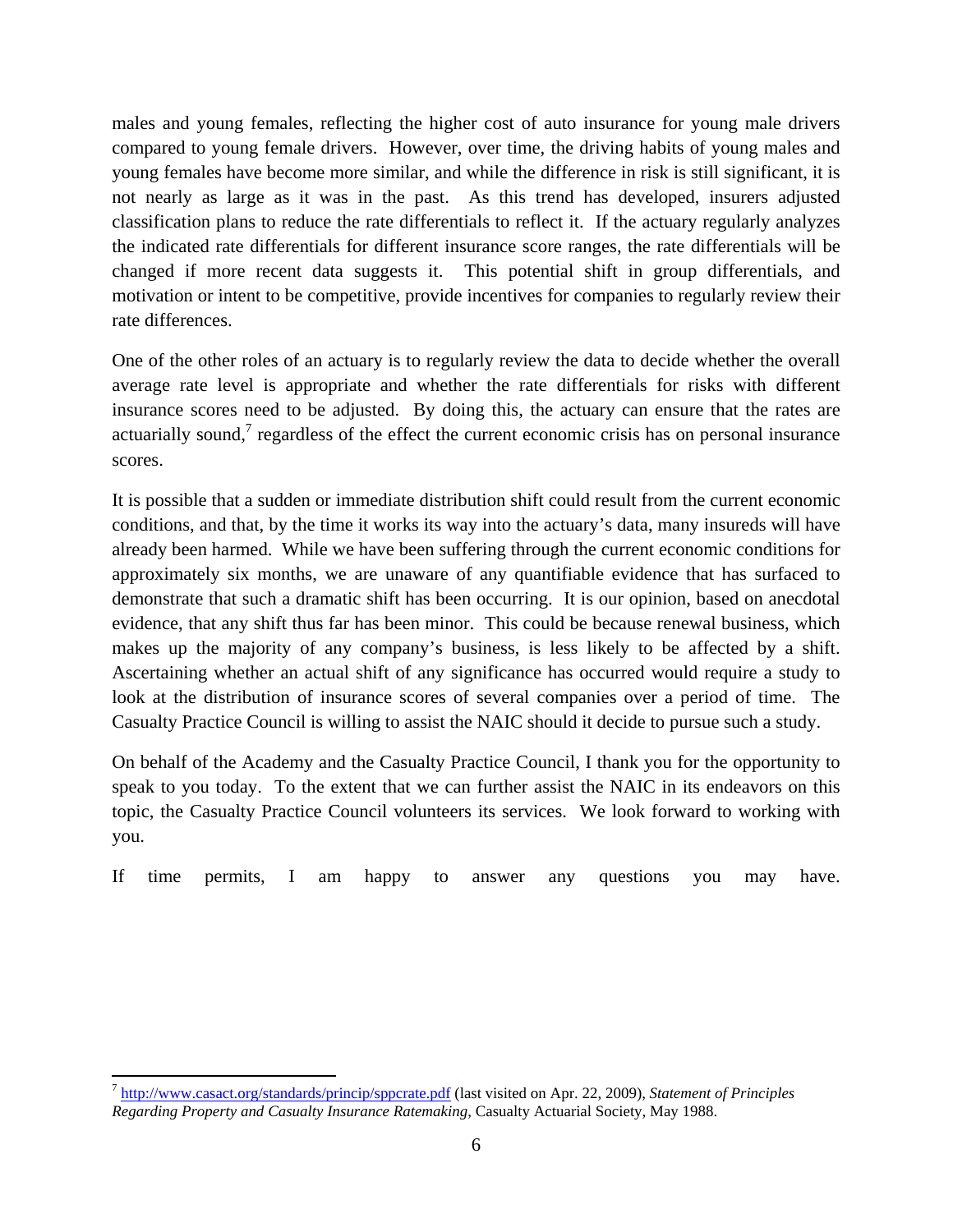males and young females, reflecting the higher cost of auto insurance for young male drivers compared to young female drivers. However, over time, the driving habits of young males and young females have become more similar, and while the difference in risk is still significant, it is not nearly as large as it was in the past. As this trend has developed, insurers adjusted classification plans to reduce the rate differentials to reflect it. If the actuary regularly analyzes the indicated rate differentials for different insurance score ranges, the rate differentials will be changed if more recent data suggests it. This potential shift in group differentials, and motivation or intent to be competitive, provide incentives for companies to regularly review their rate differences.

One of the other roles of an actuary is to regularly review the data to decide whether the overall average rate level is appropriate and whether the rate differentials for risks with different insurance scores need to be adjusted. By doing this, the actuary can ensure that the rates are actuarially sound,[7] regardless of the effect the current economic crisis has on personal insurance scores.

It is possible that a sudden or immediate distribution shift could result from the current economic conditions, and that, by the time it works its way into the actuary's data, many insureds will have already been harmed. While we have been suffering through the current economic conditions for approximately six months, we are unaware of any quantifiable evidence that has surfaced to demonstrate that such a dramatic shift has been occurring. It is our opinion, based on anecdotal evidence, that any shift thus far has been minor. This could be because renewal business, which makes up the majority of any company's business, is less likely to be affected by a shift. Ascertaining whether an actual shift of any significance has occurred would require a study to look at the distribution of insurance scores of several companies over a period of time. The Casualty Practice Council is willing to assist the NAIC should it decide to pursue such a study.

On behalf of the Academy and the Casualty Practice Council, I thank you for the opportunity to speak to you today. To the extent that we can further assist the NAIC in its endeavors on this topic, the Casualty Practice Council volunteers its services. We look forward to working with you.

If time permits, I am happy to answer any questions you may have.

---

[7] http://www.casact.org/standards/princip/sppcrate.pdf (last visited on Apr. 22, 2009), *Statement of Principles Regarding Property and Casualty Insurance Ratemaking*, Casualty Actuarial Society, May 1988.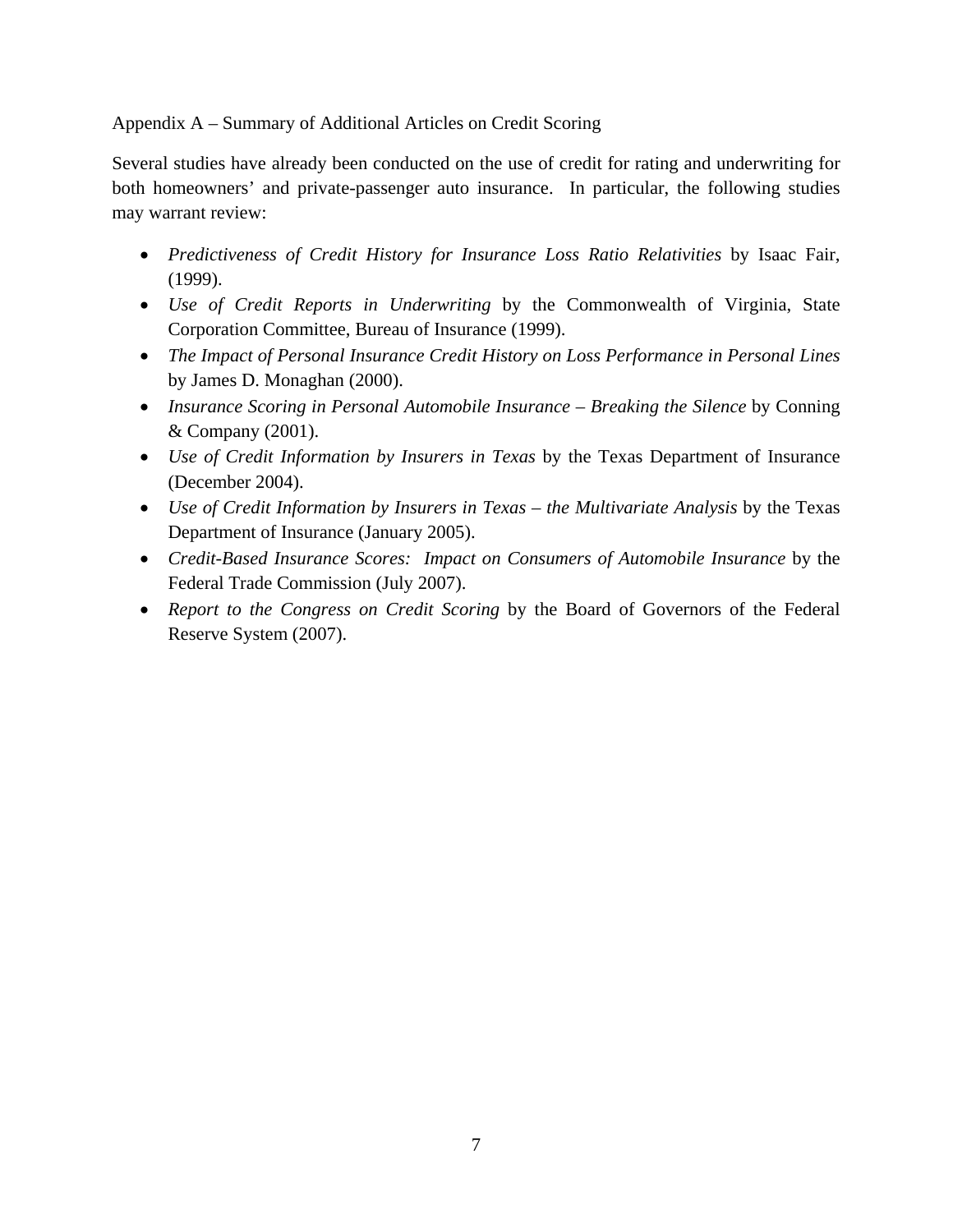Appendix A – Summary of Additional Articles on Credit Scoring

Several studies have already been conducted on the use of credit for rating and underwriting for both homeowners' and private-passenger auto insurance. In particular, the following studies may warrant review:

- *Predictiveness of Credit History for Insurance Loss Ratio Relativities* by Isaac Fair, (1999).
- *Use of Credit Reports in Underwriting* by the Commonwealth of Virginia, State Corporation Committee, Bureau of Insurance (1999).
- *The Impact of Personal Insurance Credit History on Loss Performance in Personal Lines* by James D. Monaghan (2000).
- *Insurance Scoring in Personal Automobile Insurance – Breaking the Silence* by Conning & Company (2001).
- *Use of Credit Information by Insurers in Texas* by the Texas Department of Insurance (December 2004).
- *Use of Credit Information by Insurers in Texas – the Multivariate Analysis* by the Texas Department of Insurance (January 2005).
- *Credit-Based Insurance Scores: Impact on Consumers of Automobile Insurance* by the Federal Trade Commission (July 2007).
- *Report to the Congress on Credit Scoring* by the Board of Governors of the Federal Reserve System (2007).